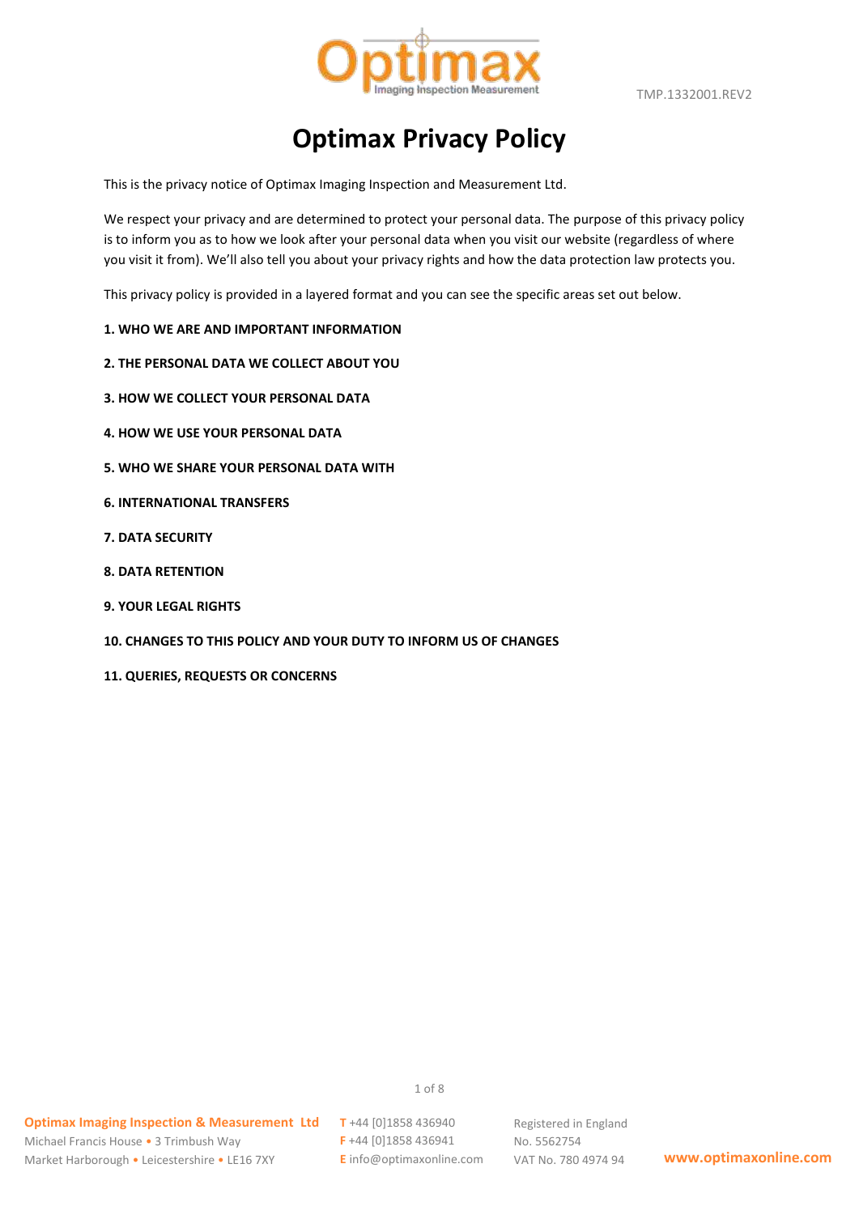# Optimax Privacy Policy

This is the privacy notice of Optimax Imaging Inspection and Measurement Ltd.

We respect your privacy and are determined to protect your personal data. The purpose of this privacy policy is to inform you as to how we look after your personal data when you visit our website (regardless of where you visit it from). We'll also tell you about your privacy rights and how the data protection law protects you.

This privacy policy is provided in a layered format and you can see the specific areas set out below.

**1. WHO WE ARE AND IMPORTANT INFORMATION**

**2. THE PERSONAL DATA WE COLLECT ABOUT YOU**

**3. HOW WE COLLECT YOUR PERSONAL DATA**

**4. HOW WE USE YOUR PERSONAL DATA**

**5. WHO WE SHARE YOUR PERSONAL DATA WITH**

**6. INTERNATIONAL TRANSFERS**

**7. DATA SECURITY**

**8. DATA RETENTION**

**9. YOUR LEGAL RIGHTS**

**10. CHANGES TO THIS POLICY AND YOUR DUTY TO INFORM US OF CHANGES**

**11. QUERIES, REQUESTS OR CONCERNS**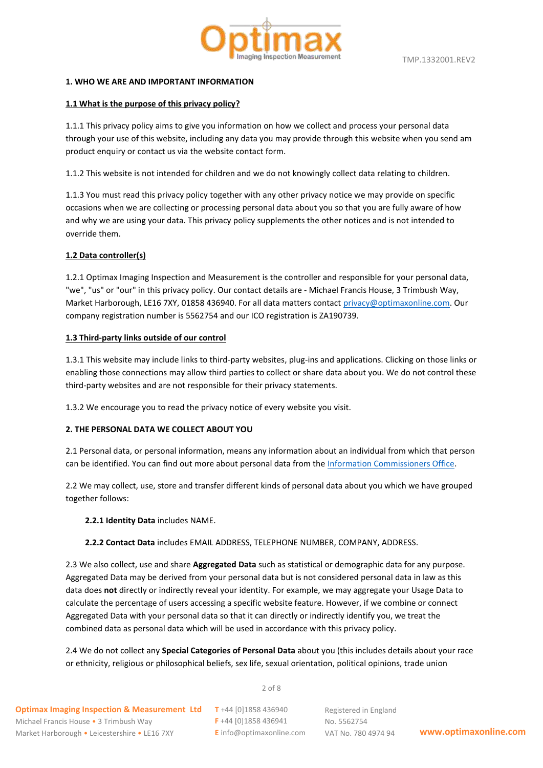## 1. WHO WE ARE AND IMPORTANT INFORMATION

### 1.1 What is the purpose of this privacy policy?

1.1.1 This privacy policy aims to give you information on how we collect and process your personal data through your use of this website, including any data you may provide through this website when you send am product enquiry or contact us via the website contact form.

1.1.2 This website is not intended for children and we do not knowingly collect data relating to children.

1.1.3 You must read this privacy policy together with any other privacy notice we may provide on specific occasions when we are collecting or processing personal data about you so that you are fully aware of how and why we are using your data. This privacy policy supplements the other notices and is not intended to override them.

### 1.2 Data controller(s)

1.2.1 Optimax Imaging Inspection and Measurement is the controller and responsible for your personal data, "we", "us" or "our" in this privacy policy. Our contact details are - Michael Francis House, 3 Trimbush Way, Market Harborough, LE16 7XY, 01858 436940. For all data matters contact privacy@optimaxonline.com. Our company registration number is 5562754 and our ICO registration is ZA190739.

### 1.3 Third-party links outside of our control

1.3.1 This website may include links to third-party websites, plug-ins and applications. Clicking on those links or enabling those connections may allow third parties to collect or share data about you. We do not control these third-party websites and are not responsible for their privacy statements.

1.3.2 We encourage you to read the privacy notice of every website you visit.

## 2. THE PERSONAL DATA WE COLLECT ABOUT YOU

2.1 Personal data, or personal information, means any information about an individual from which that person can be identified. You can find out more about personal data from the Information Commissioners Office.

2.2 We may collect, use, store and transfer different kinds of personal data about you which we have grouped together follows:

**2.2.1 Identity Data** includes NAME.

**2.2.2 Contact Data** includes EMAIL ADDRESS, TELEPHONE NUMBER, COMPANY, ADDRESS.

2.3 We also collect, use and share **Aggregated Data** such as statistical or demographic data for any purpose. Aggregated Data may be derived from your personal data but is not considered personal data in law as this data does **not** directly or indirectly reveal your identity. For example, we may aggregate your Usage Data to calculate the percentage of users accessing a specific website feature. However, if we combine or connect Aggregated Data with your personal data so that it can directly or indirectly identify you, we treat the combined data as personal data which will be used in accordance with this privacy policy.

2.4 We do not collect any **Special Categories of Personal Data** about you (this includes details about your race or ethnicity, religious or philosophical beliefs, sex life, sexual orientation, political opinions, trade union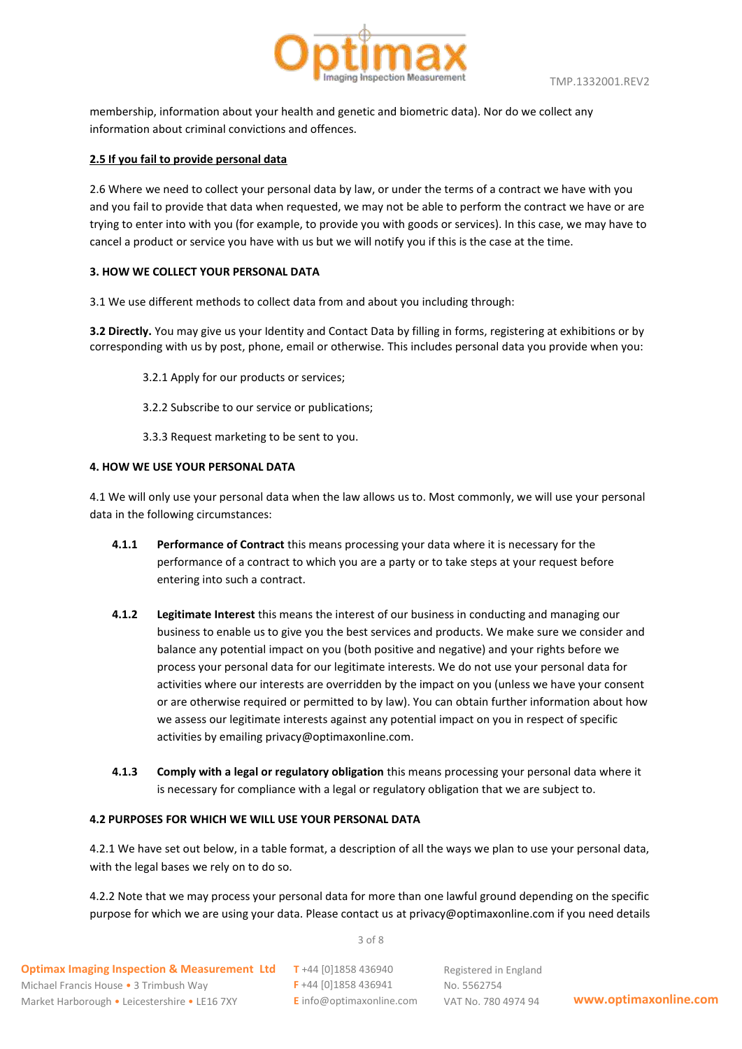membership, information about your health and genetic and biometric data). Nor do we collect any information about criminal convictions and offences.

**2.5 If you fail to provide personal data**

2.6 Where we need to collect your personal data by law, or under the terms of a contract we have with you and you fail to provide that data when requested, we may not be able to perform the contract we have or are trying to enter into with you (for example, to provide you with goods or services). In this case, we may have to cancel a product or service you have with us but we will notify you if this is the case at the time.

**3. HOW WE COLLECT YOUR PERSONAL DATA**

3.1 We use different methods to collect data from and about you including through:

**3.2 Directly.** You may give us your Identity and Contact Data by filling in forms, registering at exhibitions or by corresponding with us by post, phone, email or otherwise. This includes personal data you provide when you:

3.2.1 Apply for our products or services;

3.2.2 Subscribe to our service or publications;

3.3.3 Request marketing to be sent to you.

**4. HOW WE USE YOUR PERSONAL DATA**

4.1 We will only use your personal data when the law allows us to. Most commonly, we will use your personal data in the following circumstances:

**4.1.1** **Performance of Contract** this means processing your data where it is necessary for the performance of a contract to which you are a party or to take steps at your request before entering into such a contract.

**4.1.2** **Legitimate Interest** this means the interest of our business in conducting and managing our business to enable us to give you the best services and products. We make sure we consider and balance any potential impact on you (both positive and negative) and your rights before we process your personal data for our legitimate interests. We do not use your personal data for activities where our interests are overridden by the impact on you (unless we have your consent or are otherwise required or permitted to by law). You can obtain further information about how we assess our legitimate interests against any potential impact on you in respect of specific activities by emailing privacy@optimaxonline.com.

**4.1.3** **Comply with a legal or regulatory obligation** this means processing your personal data where it is necessary for compliance with a legal or regulatory obligation that we are subject to.

**4.2 PURPOSES FOR WHICH WE WILL USE YOUR PERSONAL DATA**

4.2.1 We have set out below, in a table format, a description of all the ways we plan to use your personal data, with the legal bases we rely on to do so.

4.2.2 Note that we may process your personal data for more than one lawful ground depending on the specific purpose for which we are using your data. Please contact us at privacy@optimaxonline.com if you need details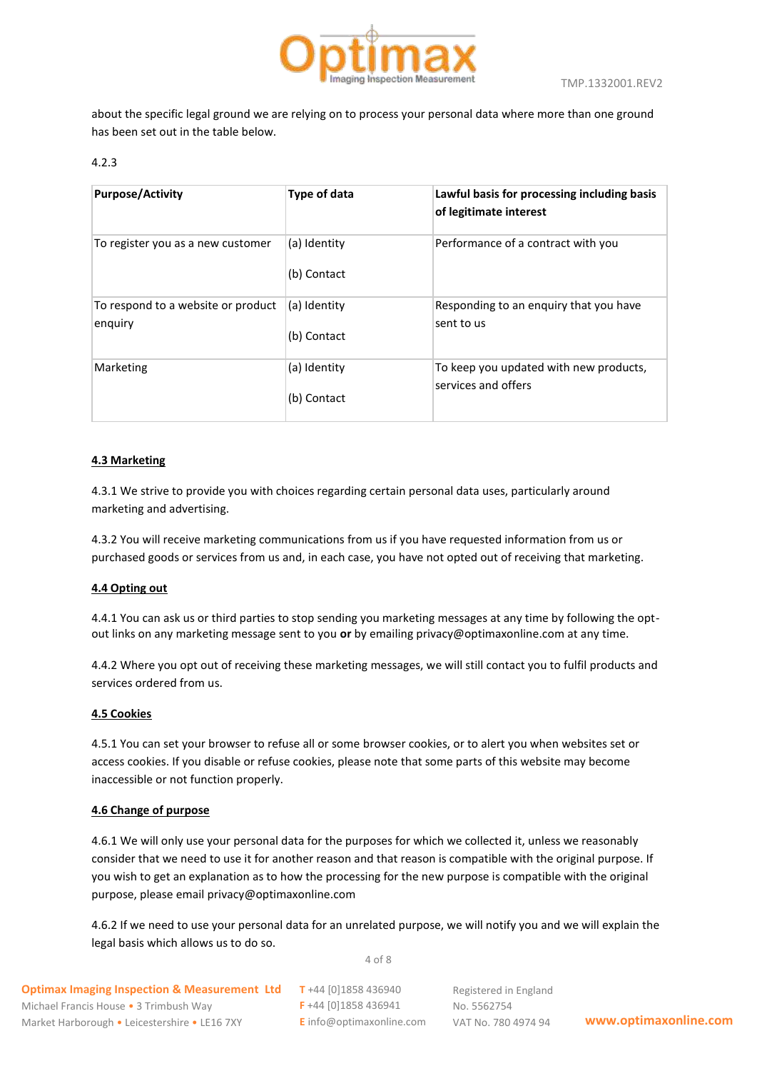about the specific legal ground we are relying on to process your personal data where more than one ground has been set out in the table below.

4.2.3

| Purpose/Activity | Type of data | Lawful basis for processing including basis of legitimate interest |
|---|---|---|
| To register you as a new customer | (a) Identity<br><br>(b) Contact | Performance of a contract with you |
| To respond to a website or product enquiry | (a) Identity<br><br>(b) Contact | Responding to an enquiry that you have sent to us |
| Marketing | (a) Identity<br><br>(b) Contact | To keep you updated with new products, services and offers |

**4.3 Marketing**

4.3.1 We strive to provide you with choices regarding certain personal data uses, particularly around marketing and advertising.

4.3.2 You will receive marketing communications from us if you have requested information from us or purchased goods or services from us and, in each case, you have not opted out of receiving that marketing.

**4.4 Opting out**

4.4.1 You can ask us or third parties to stop sending you marketing messages at any time by following the opt-out links on any marketing message sent to you **or** by emailing privacy@optimaxonline.com at any time.

4.4.2 Where you opt out of receiving these marketing messages, we will still contact you to fulfil products and services ordered from us.

**4.5 Cookies**

4.5.1 You can set your browser to refuse all or some browser cookies, or to alert you when websites set or access cookies. If you disable or refuse cookies, please note that some parts of this website may become inaccessible or not function properly.

**4.6 Change of purpose**

4.6.1 We will only use your personal data for the purposes for which we collected it, unless we reasonably consider that we need to use it for another reason and that reason is compatible with the original purpose. If you wish to get an explanation as to how the processing for the new purpose is compatible with the original purpose, please email privacy@optimaxonline.com

4.6.2 If we need to use your personal data for an unrelated purpose, we will notify you and we will explain the legal basis which allows us to do so.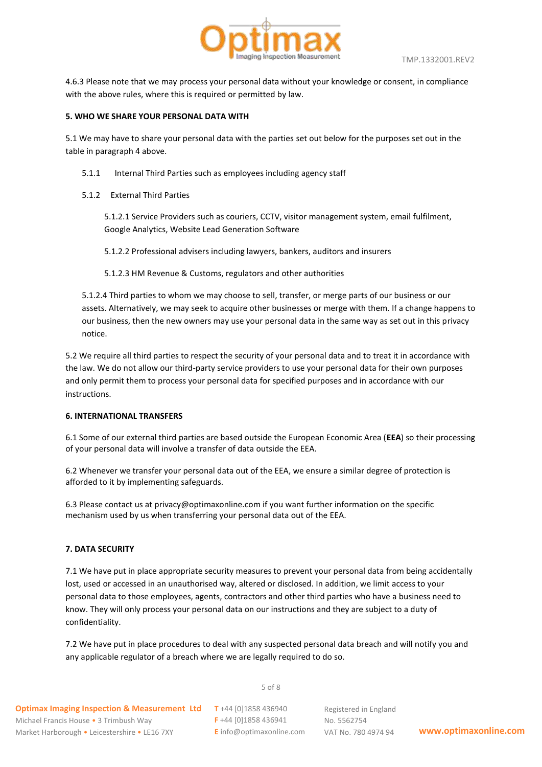4.6.3 Please note that we may process your personal data without your knowledge or consent, in compliance with the above rules, where this is required or permitted by law.

**5. WHO WE SHARE YOUR PERSONAL DATA WITH**

5.1 We may have to share your personal data with the parties set out below for the purposes set out in the table in paragraph 4 above.

5.1.1 Internal Third Parties such as employees including agency staff

5.1.2 External Third Parties

5.1.2.1 Service Providers such as couriers, CCTV, visitor management system, email fulfilment, Google Analytics, Website Lead Generation Software

5.1.2.2 Professional advisers including lawyers, bankers, auditors and insurers

5.1.2.3 HM Revenue & Customs, regulators and other authorities

5.1.2.4 Third parties to whom we may choose to sell, transfer, or merge parts of our business or our assets. Alternatively, we may seek to acquire other businesses or merge with them. If a change happens to our business, then the new owners may use your personal data in the same way as set out in this privacy notice.

5.2 We require all third parties to respect the security of your personal data and to treat it in accordance with the law. We do not allow our third-party service providers to use your personal data for their own purposes and only permit them to process your personal data for specified purposes and in accordance with our instructions.

**6. INTERNATIONAL TRANSFERS**

6.1 Some of our external third parties are based outside the European Economic Area (**EEA**) so their processing of your personal data will involve a transfer of data outside the EEA.

6.2 Whenever we transfer your personal data out of the EEA, we ensure a similar degree of protection is afforded to it by implementing safeguards.

6.3 Please contact us at privacy@optimaxonline.com if you want further information on the specific mechanism used by us when transferring your personal data out of the EEA.

**7. DATA SECURITY**

7.1 We have put in place appropriate security measures to prevent your personal data from being accidentally lost, used or accessed in an unauthorised way, altered or disclosed. In addition, we limit access to your personal data to those employees, agents, contractors and other third parties who have a business need to know. They will only process your personal data on our instructions and they are subject to a duty of confidentiality.

7.2 We have put in place procedures to deal with any suspected personal data breach and will notify you and any applicable regulator of a breach where we are legally required to do so.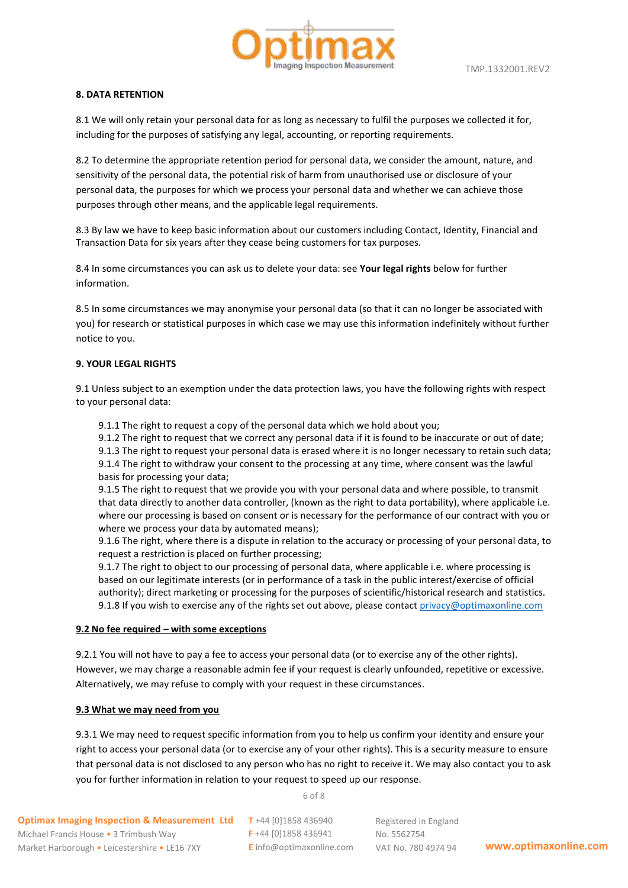## 8. DATA RETENTION

8.1 We will only retain your personal data for as long as necessary to fulfil the purposes we collected it for, including for the purposes of satisfying any legal, accounting, or reporting requirements.

8.2 To determine the appropriate retention period for personal data, we consider the amount, nature, and sensitivity of the personal data, the potential risk of harm from unauthorised use or disclosure of your personal data, the purposes for which we process your personal data and whether we can achieve those purposes through other means, and the applicable legal requirements.

8.3 By law we have to keep basic information about our customers including Contact, Identity, Financial and Transaction Data for six years after they cease being customers for tax purposes.

8.4 In some circumstances you can ask us to delete your data: see **Your legal rights** below for further information.

8.5 In some circumstances we may anonymise your personal data (so that it can no longer be associated with you) for research or statistical purposes in which case we may use this information indefinitely without further notice to you.

## 9. YOUR LEGAL RIGHTS

9.1 Unless subject to an exemption under the data protection laws, you have the following rights with respect to your personal data:

- 9.1.1 The right to request a copy of the personal data which we hold about you;
- 9.1.2 The right to request that we correct any personal data if it is found to be inaccurate or out of date;
- 9.1.3 The right to request your personal data is erased where it is no longer necessary to retain such data;
- 9.1.4 The right to withdraw your consent to the processing at any time, where consent was the lawful basis for processing your data;
- 9.1.5 The right to request that we provide you with your personal data and where possible, to transmit that data directly to another data controller, (known as the right to data portability), where applicable i.e. where our processing is based on consent or is necessary for the performance of our contract with you or where we process your data by automated means);
- 9.1.6 The right, where there is a dispute in relation to the accuracy or processing of your personal data, to request a restriction is placed on further processing;
- 9.1.7 The right to object to our processing of personal data, where applicable i.e. where processing is based on our legitimate interests (or in performance of a task in the public interest/exercise of official authority); direct marketing or processing for the purposes of scientific/historical research and statistics.
- 9.1.8 If you wish to exercise any of the rights set out above, please contact privacy@optimaxonline.com

### 9.2 No fee required – with some exceptions

9.2.1 You will not have to pay a fee to access your personal data (or to exercise any of the other rights). However, we may charge a reasonable admin fee if your request is clearly unfounded, repetitive or excessive. Alternatively, we may refuse to comply with your request in these circumstances.

### 9.3 What we may need from you

9.3.1 We may need to request specific information from you to help us confirm your identity and ensure your right to access your personal data (or to exercise any of your other rights). This is a security measure to ensure that personal data is not disclosed to any person who has no right to receive it. We may also contact you to ask you for further information in relation to your request to speed up our response.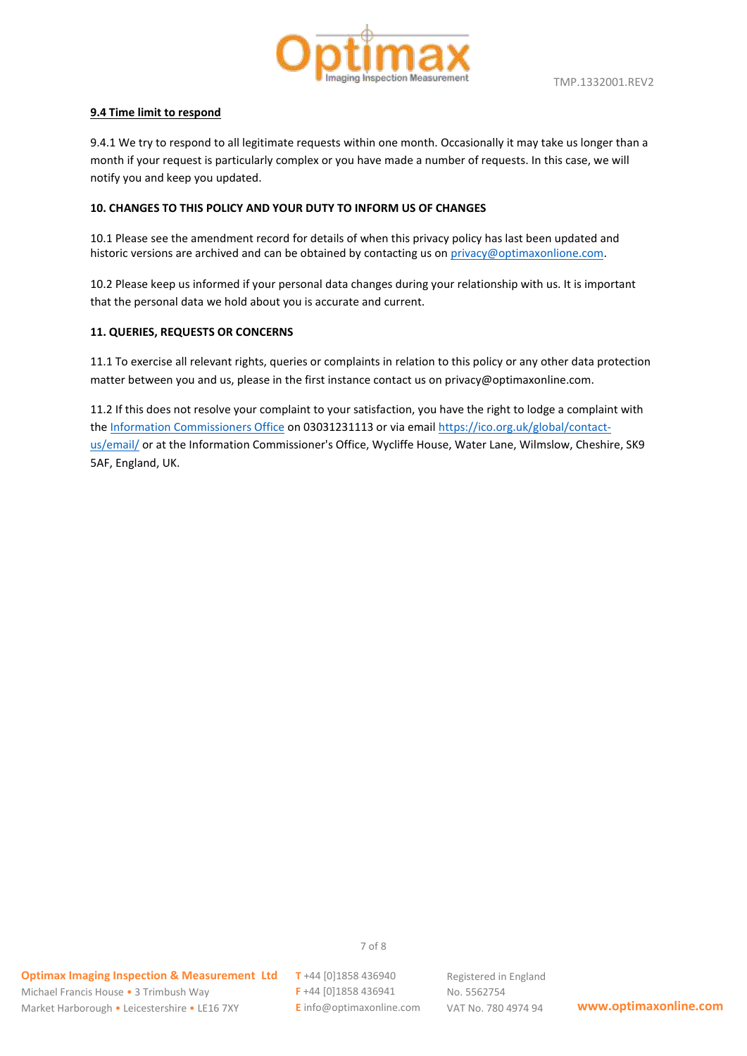### 9.4 Time limit to respond

9.4.1 We try to respond to all legitimate requests within one month. Occasionally it may take us longer than a month if your request is particularly complex or you have made a number of requests. In this case, we will notify you and keep you updated.

## 10. CHANGES TO THIS POLICY AND YOUR DUTY TO INFORM US OF CHANGES

10.1 Please see the amendment record for details of when this privacy policy has last been updated and historic versions are archived and can be obtained by contacting us on privacy@optimaxonlione.com.

10.2 Please keep us informed if your personal data changes during your relationship with us. It is important that the personal data we hold about you is accurate and current.

## 11. QUERIES, REQUESTS OR CONCERNS

11.1 To exercise all relevant rights, queries or complaints in relation to this policy or any other data protection matter between you and us, please in the first instance contact us on privacy@optimaxonline.com.

11.2 If this does not resolve your complaint to your satisfaction, you have the right to lodge a complaint with the Information Commissioners Office on 03031231113 or via email https://ico.org.uk/global/contact-us/email/ or at the Information Commissioner's Office, Wycliffe House, Water Lane, Wilmslow, Cheshire, SK9 5AF, England, UK.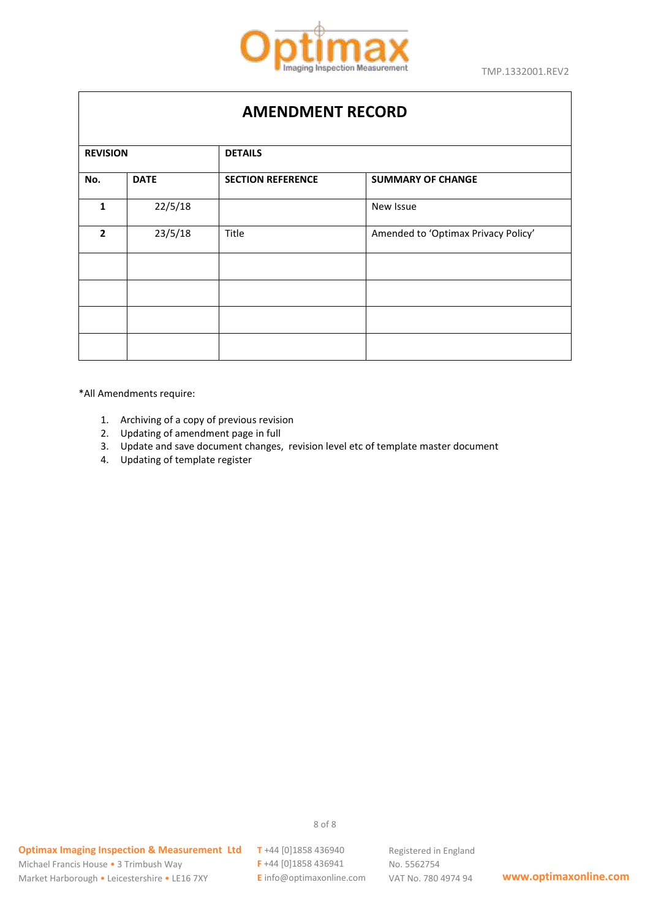TMP.1332001.REV2

## AMENDMENT RECORD

| REVISION | | DETAILS | |
|---|---|---|---|
| **No.** | **DATE** | **SECTION REFERENCE** | **SUMMARY OF CHANGE** |
| **1** | 22/5/18 | | New Issue |
| **2** | 23/5/18 | Title | Amended to 'Optimax Privacy Policy' |
| | | | |
| | | | |
| | | | |
| | | | |

*All Amendments require:

1. Archiving of a copy of previous revision
2. Updating of amendment page in full
3. Update and save document changes, revision level etc of template master document
4. Updating of template register

**Optimax Imaging Inspection & Measurement Ltd**
Michael Francis House • 3 Trimbush Way
Market Harborough • Leicestershire • LE16 7XY

T +44 [0]1858 436940
F +44 [0]1858 436941
E info@optimaxonline.com

Registered in England
No. 5562754
VAT No. 780 4974 94

www.optimaxonline.com